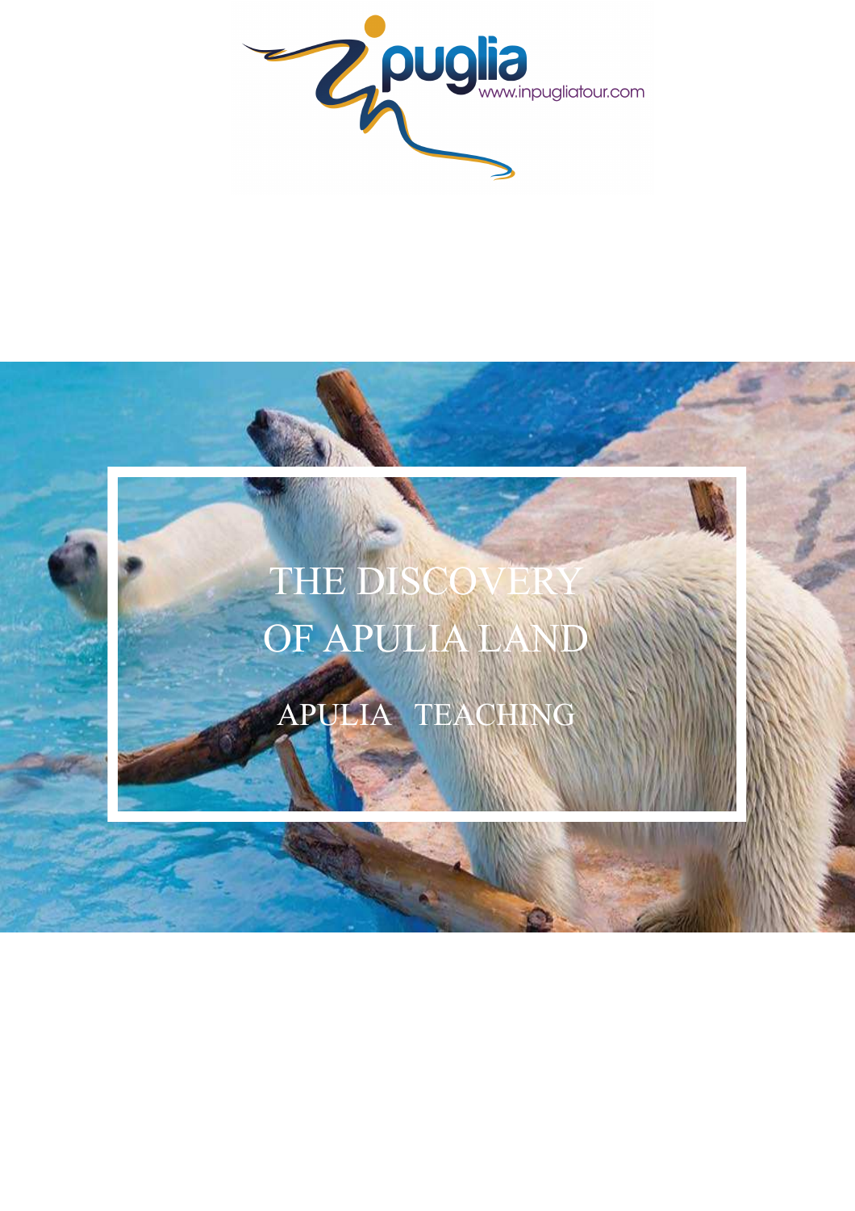puglia
www.inpugliatour.com

# THE DISCOVERY OF APULIA LAND

## APULIA TEACHING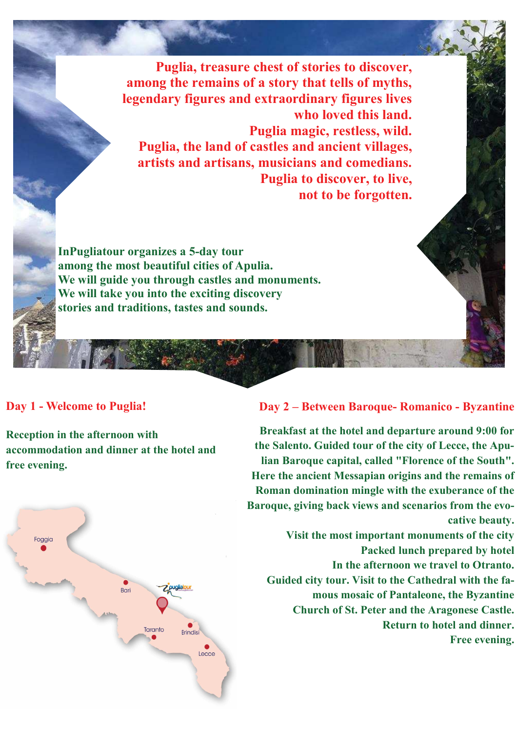**Puglia, treasure chest of stories to discover, among the remains of a story that tells of myths, legendary figures and extraordinary figures lives who loved this land.**
**Puglia magic, restless, wild.**
**Puglia, the land of castles and ancient villages, artists and artisans, musicians and comedians.**
**Puglia to discover, to live, not to be forgotten.**

**InPugliatour organizes a 5-day tour among the most beautiful cities of Apulia.**
**We will guide you through castles and monuments.**
**We will take you into the exciting discovery stories and traditions, tastes and sounds.**

## Day 1 - Welcome to Puglia!

**Reception in the afternoon with accommodation and dinner at the hotel and free evening.**

Foggia

Bari

Taranto

Brindisi

Lecce

## Day 2 – Between Baroque- Romanico - Byzantine

**Breakfast at the hotel and departure around 9:00 for the Salento. Guided tour of the city of Lecce, the Apulian Baroque capital, called "Florence of the South". Here the ancient Messapian origins and the remains of Roman domination mingle with the exuberance of the Baroque, giving back views and scenarios from the evocative beauty.**
**Visit the most important monuments of the city**
**Packed lunch prepared by hotel**
**In the afternoon we travel to Otranto.**
**Guided city tour. Visit to the Cathedral with the famous mosaic of Pantaleone, the Byzantine Church of St. Peter and the Aragonese Castle.**
**Return to hotel and dinner.**
**Free evening.**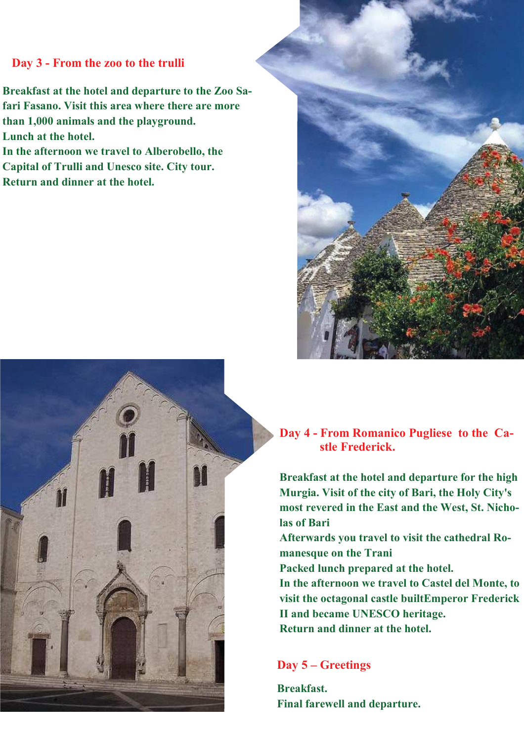## Day 3 - From the zoo to the trulli

**Breakfast at the hotel and departure to the Zoo Safari Fasano. Visit this area where there are more than 1,000 animals and the playground.**
**Lunch at the hotel.**
**In the afternoon we travel to Alberobello, the Capital of Trulli and Unesco site. City tour.**
**Return and dinner at the hotel.**

## Day 4 - From Romanico Pugliese to the Castle Frederick.

**Breakfast at the hotel and departure for the high Murgia. Visit of the city of Bari, the Holy City's most revered in the East and the West, St. Nicholas of Bari**
**Afterwards you travel to visit the cathedral Romanesque on the Trani**
**Packed lunch prepared at the hotel.**
**In the afternoon we travel to Castel del Monte, to visit the octagonal castle builtEmperor Frederick II and became UNESCO heritage.**
**Return and dinner at the hotel.**

## Day 5 – Greetings

**Breakfast.**
**Final farewell and departure.**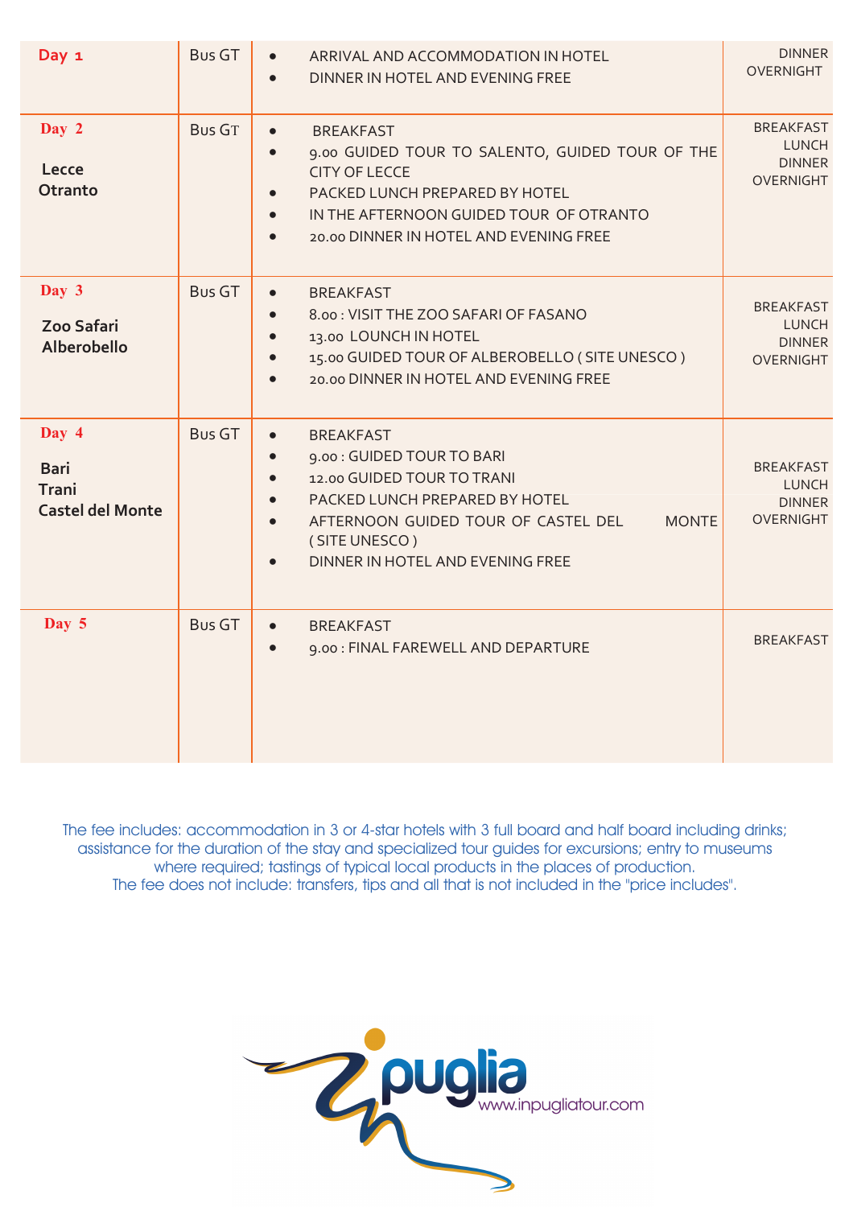| | | | |
|---|---|---|---|
| **Day 1** | Bus GT | • ARRIVAL AND ACCOMMODATION IN HOTEL<br>• DINNER IN HOTEL AND EVENING FREE | DINNER<br>OVERNIGHT |
| **Day 2**<br>**Lecce**<br>**Otranto** | Bus GT | • BREAKFAST<br>• 9.00 GUIDED TOUR TO SALENTO, GUIDED TOUR OF THE CITY OF LECCE<br>• PACKED LUNCH PREPARED BY HOTEL<br>• IN THE AFTERNOON GUIDED TOUR OF OTRANTO<br>• 20.00 DINNER IN HOTEL AND EVENING FREE | BREAKFAST<br>LUNCH<br>DINNER<br>OVERNIGHT |
| **Day 3**<br>**Zoo Safari**<br>**Alberobello** | Bus GT | • BREAKFAST<br>• 8.00 : VISIT THE ZOO SAFARI OF FASANO<br>• 13.00 LOUNCH IN HOTEL<br>• 15.00 GUIDED TOUR OF ALBEROBELLO ( SITE UNESCO )<br>• 20.00 DINNER IN HOTEL AND EVENING FREE | BREAKFAST<br>LUNCH<br>DINNER<br>OVERNIGHT |
| **Day 4**<br>**Bari**<br>**Trani**<br>**Castel del Monte** | Bus GT | • BREAKFAST<br>• 9.00 : GUIDED TOUR TO BARI<br>• 12.00 GUIDED TOUR TO TRANI<br>• PACKED LUNCH PREPARED BY HOTEL<br>• AFTERNOON GUIDED TOUR OF CASTEL DEL MONTE ( SITE UNESCO )<br>• DINNER IN HOTEL AND EVENING FREE | BREAKFAST<br>LUNCH<br>DINNER<br>OVERNIGHT |
| **Day 5** | Bus GT | • BREAKFAST<br>• 9.00 : FINAL FAREWELL AND DEPARTURE | BREAKFAST |

The fee includes: accommodation in 3 or 4-star hotels with 3 full board and half board including drinks; assistance for the duration of the stay and specialized tour guides for excursions; entry to museums where required; tastings of typical local products in the places of production.
The fee does not include: transfers, tips and all that is not included in the "price includes".

puglia
www.inpugliatour.com